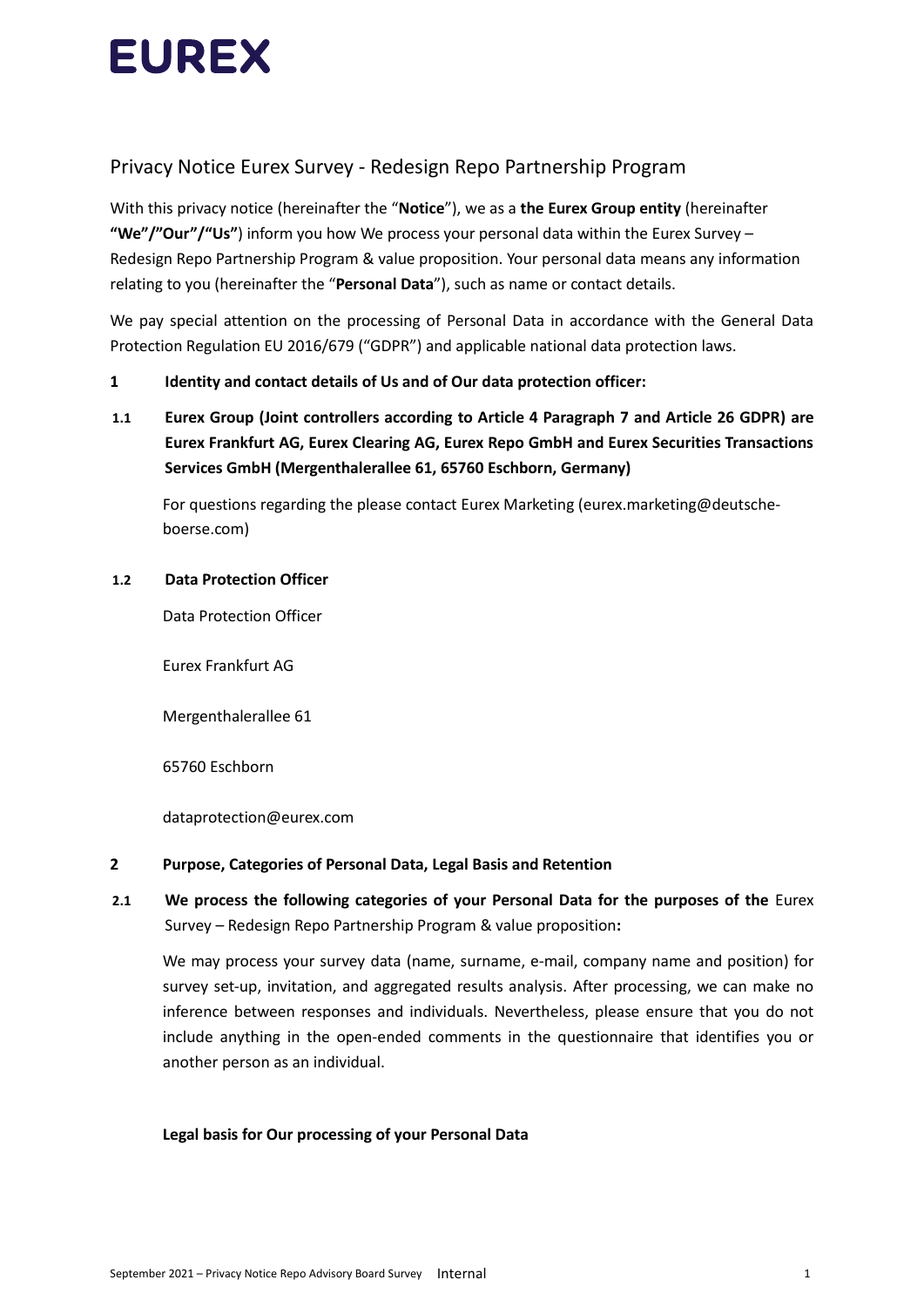EUREX

# Privacy Notice Eurex Survey - Redesign Repo Partnership Program

With this privacy notice (hereinafter the "**Notice**"), we as a **the Eurex Group entity** (hereinafter **"We"/"Our"/"Us"**) inform you how We process your personal data within the Eurex Survey – Redesign Repo Partnership Program & value proposition. Your personal data means any information relating to you (hereinafter the "**Personal Data**"), such as name or contact details.

We pay special attention on the processing of Personal Data in accordance with the General Data Protection Regulation EU 2016/679 ("GDPR") and applicable national data protection laws.

## 1 Identity and contact details of Us and of Our data protection officer:

### 1.1 Eurex Group (Joint controllers according to Article 4 Paragraph 7 and Article 26 GDPR) are Eurex Frankfurt AG, Eurex Clearing AG, Eurex Repo GmbH and Eurex Securities Transactions Services GmbH (Mergenthalerallee 61, 65760 Eschborn, Germany)

For questions regarding the please contact Eurex Marketing (eurex.marketing@deutsche-boerse.com)

### 1.2 Data Protection Officer

Data Protection Officer

Eurex Frankfurt AG

Mergenthalerallee 61

65760 Eschborn

dataprotection@eurex.com

## 2 Purpose, Categories of Personal Data, Legal Basis and Retention

### 2.1 We process the following categories of your Personal Data for the purposes of the Eurex Survey – Redesign Repo Partnership Program & value proposition:

We may process your survey data (name, surname, e-mail, company name and position) for survey set-up, invitation, and aggregated results analysis. After processing, we can make no inference between responses and individuals. Nevertheless, please ensure that you do not include anything in the open-ended comments in the questionnaire that identifies you or another person as an individual.

**Legal basis for Our processing of your Personal Data**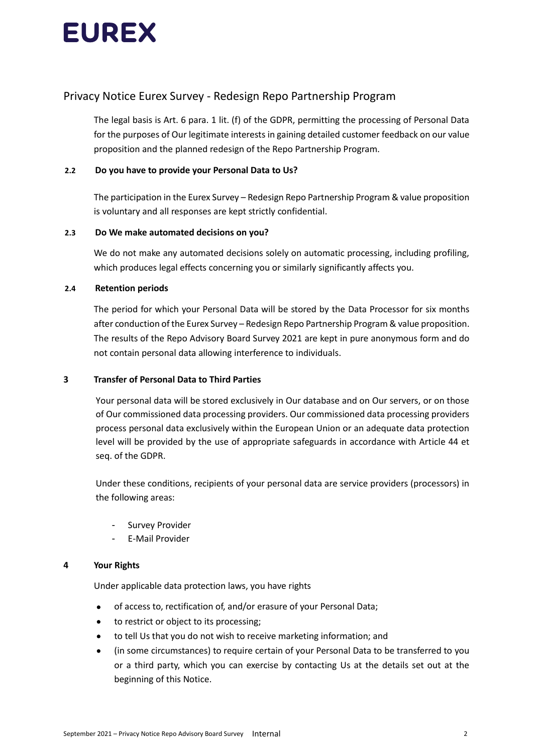The legal basis is Art. 6 para. 1 lit. (f) of the GDPR, permitting the processing of Personal Data for the purposes of Our legitimate interests in gaining detailed customer feedback on our value proposition and the planned redesign of the Repo Partnership Program.

### 2.2 Do you have to provide your Personal Data to Us?

The participation in the Eurex Survey – Redesign Repo Partnership Program & value proposition is voluntary and all responses are kept strictly confidential.

### 2.3 Do We make automated decisions on you?

We do not make any automated decisions solely on automatic processing, including profiling, which produces legal effects concerning you or similarly significantly affects you.

### 2.4 Retention periods

The period for which your Personal Data will be stored by the Data Processor for six months after conduction of the Eurex Survey – Redesign Repo Partnership Program & value proposition. The results of the Repo Advisory Board Survey 2021 are kept in pure anonymous form and do not contain personal data allowing interference to individuals.

## 3 Transfer of Personal Data to Third Parties

Your personal data will be stored exclusively in Our database and on Our servers, or on those of Our commissioned data processing providers. Our commissioned data processing providers process personal data exclusively within the European Union or an adequate data protection level will be provided by the use of appropriate safeguards in accordance with Article 44 et seq. of the GDPR.

Under these conditions, recipients of your personal data are service providers (processors) in the following areas:

- Survey Provider
- E-Mail Provider

## 4 Your Rights

Under applicable data protection laws, you have rights

- of access to, rectification of, and/or erasure of your Personal Data;
- to restrict or object to its processing;
- to tell Us that you do not wish to receive marketing information; and
- (in some circumstances) to require certain of your Personal Data to be transferred to you or a third party, which you can exercise by contacting Us at the details set out at the beginning of this Notice.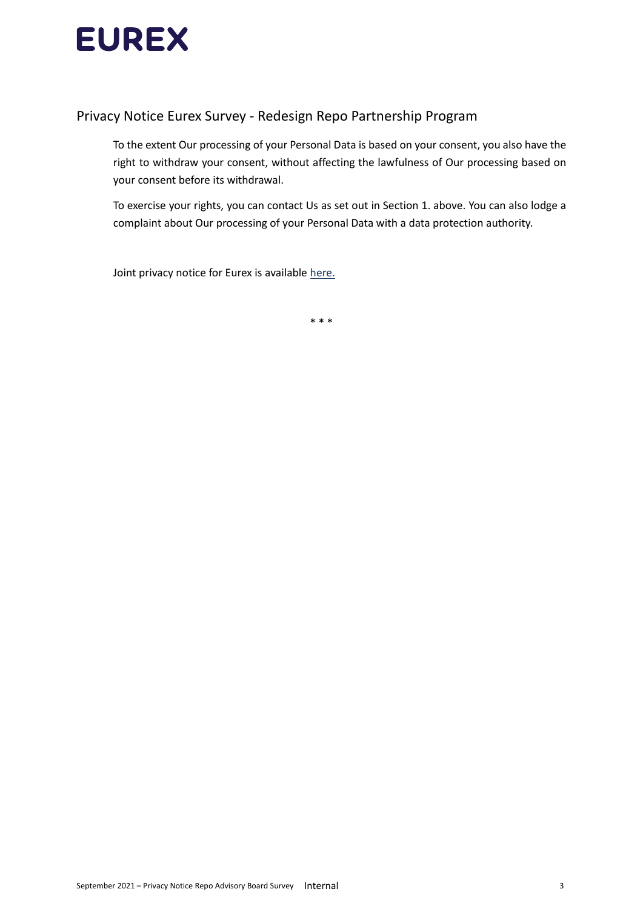To the extent Our processing of your Personal Data is based on your consent, you also have the right to withdraw your consent, without affecting the lawfulness of Our processing based on your consent before its withdrawal.

To exercise your rights, you can contact Us as set out in Section 1. above. You can also lodge a complaint about Our processing of your Personal Data with a data protection authority.

Joint privacy notice for Eurex is available here.

* * *